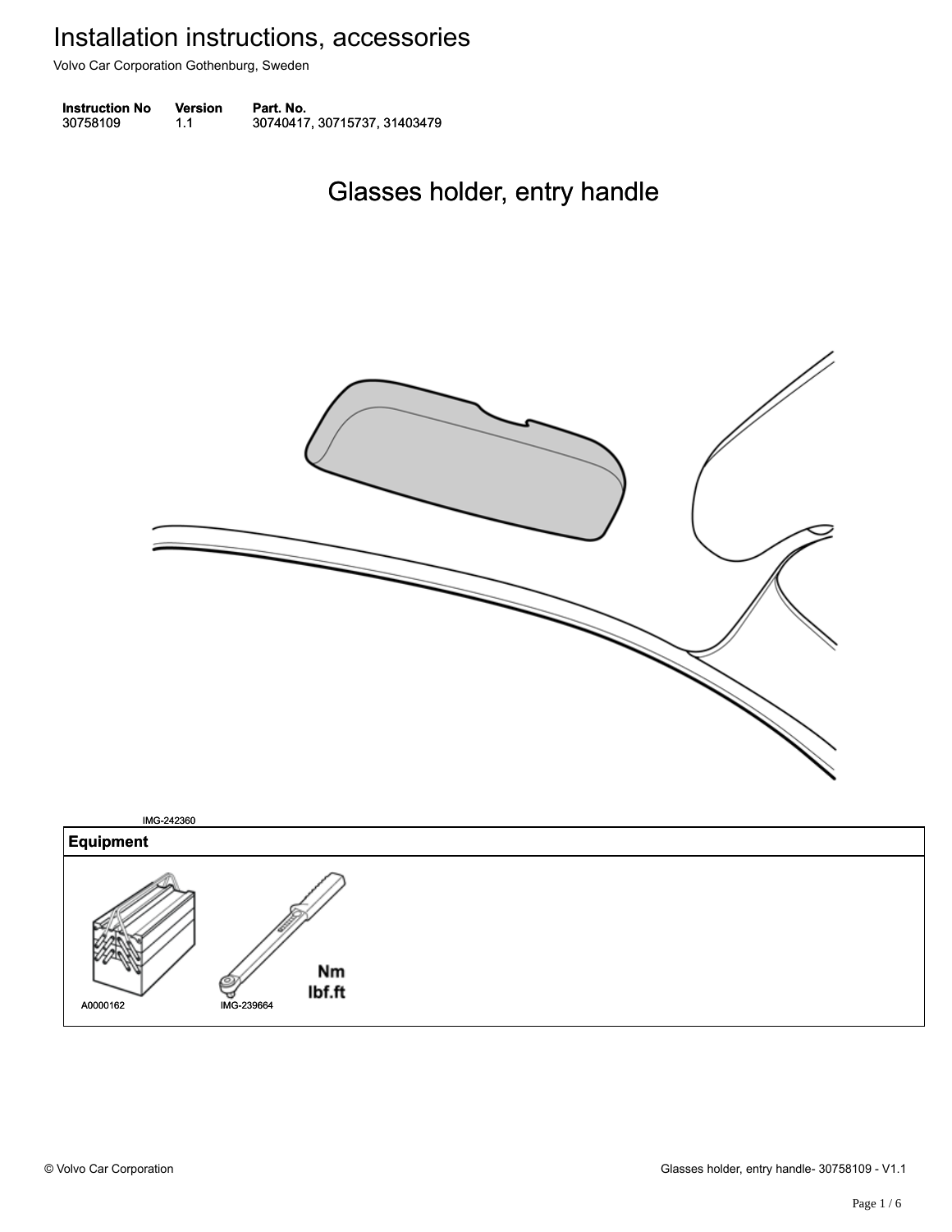# Installation instructions, accessories

Volvo Car Corporation Gothenburg, Sweden

| Instruction No | Version | Part. No. |
| --- | --- | --- |
| 30758109 | 1.1 | 30740417, 30715737, 31403479 |

## Glasses holder, entry handle

IMG-242360

| Equipment |
| --- |
| A0000162 IMG-239664 |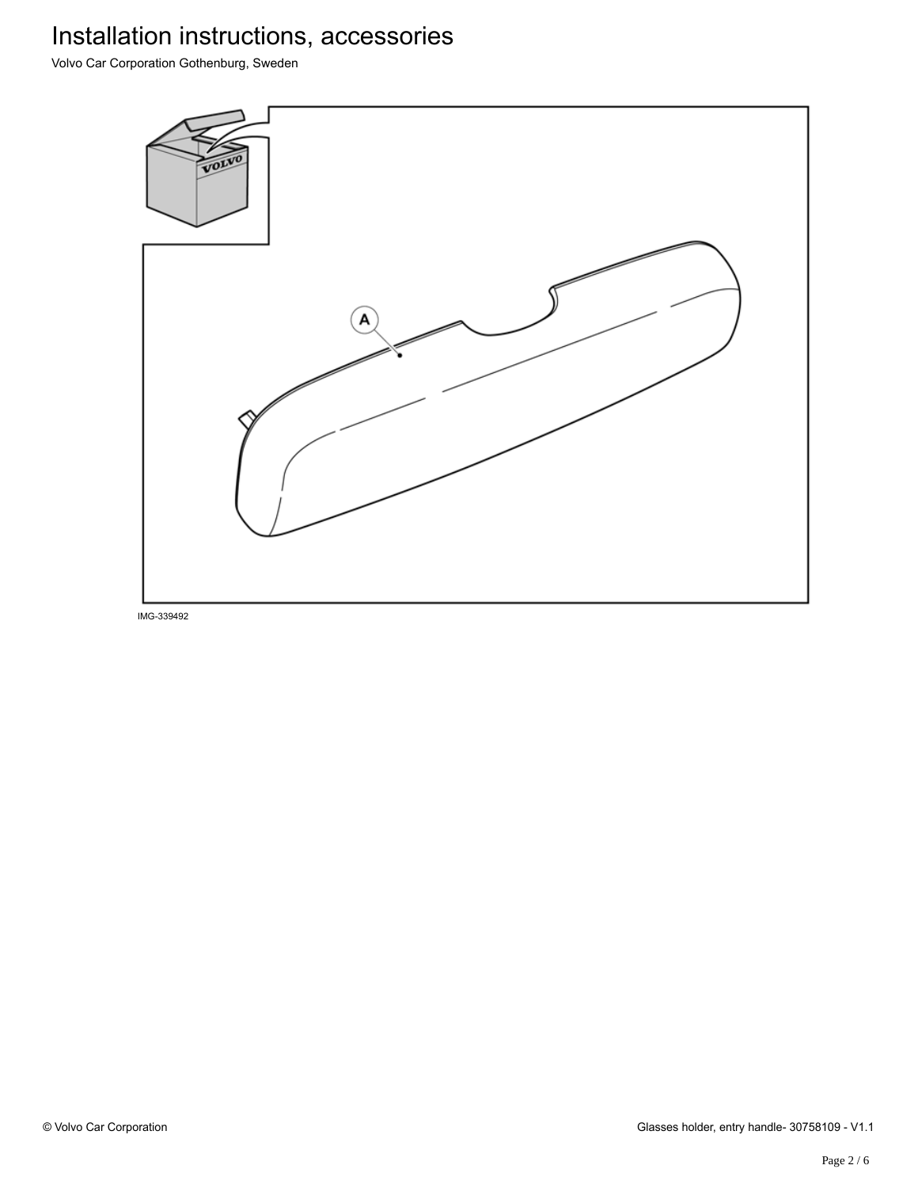IMG-339492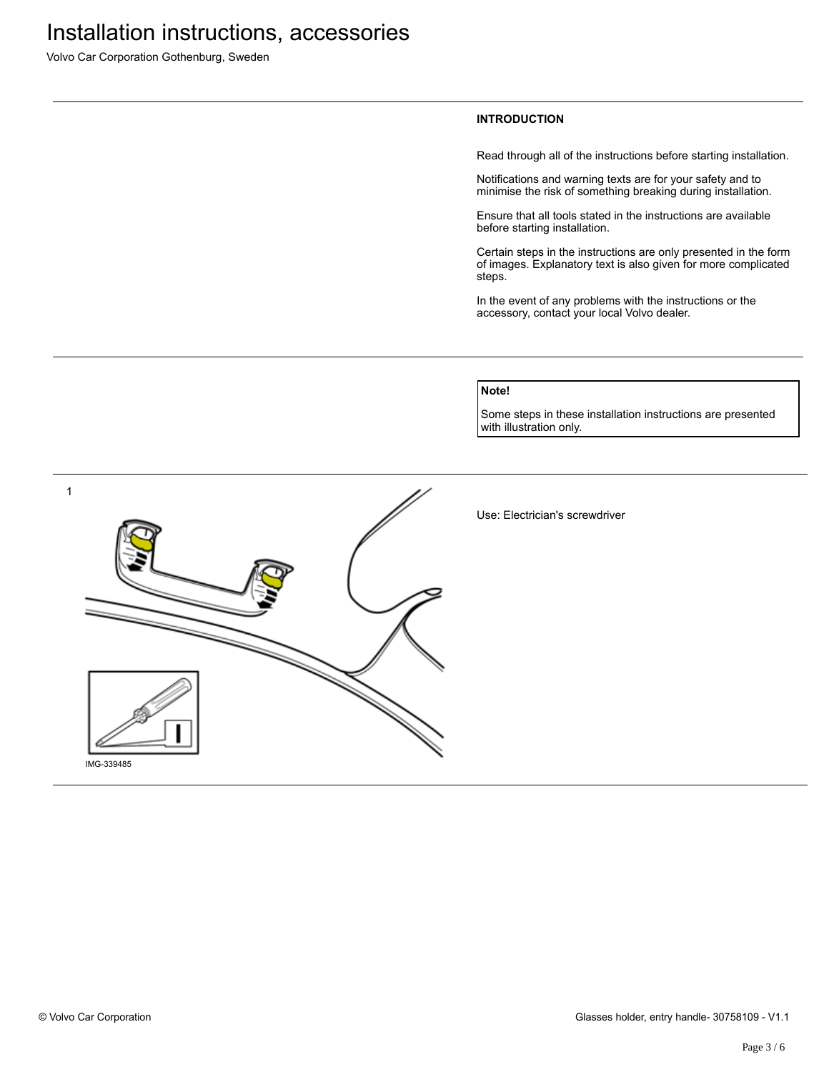## INTRODUCTION

Read through all of the instructions before starting installation.

Notifications and warning texts are for your safety and to minimise the risk of something breaking during installation.

Ensure that all tools stated in the instructions are available before starting installation.

Certain steps in the instructions are only presented in the form of images. Explanatory text is also given for more complicated steps.

In the event of any problems with the instructions or the accessory, contact your local Volvo dealer.

> **Note!**
>
> Some steps in these installation instructions are presented with illustration only.

1

IMG-339485

Use: Electrician's screwdriver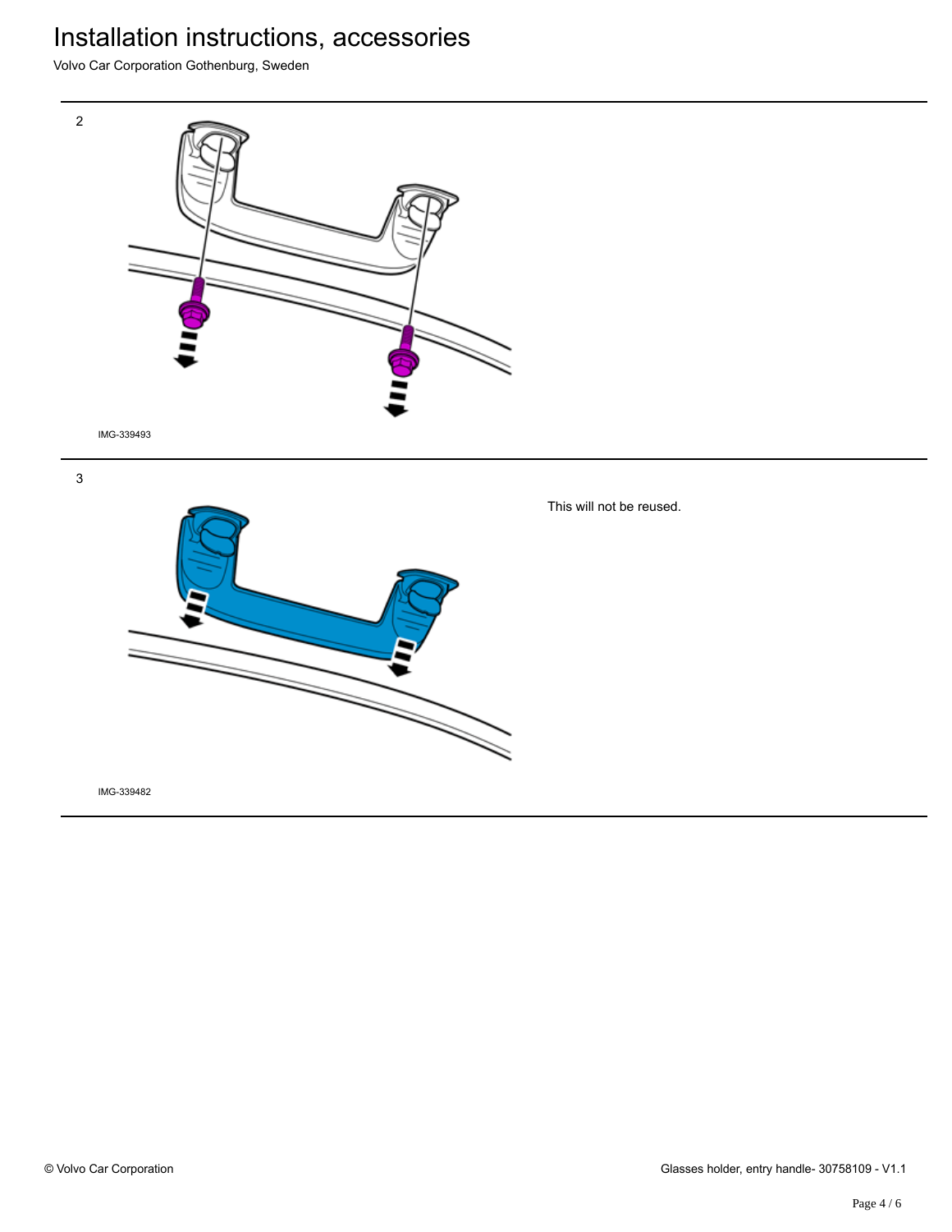2

IMG-339493

3

IMG-339482

This will not be reused.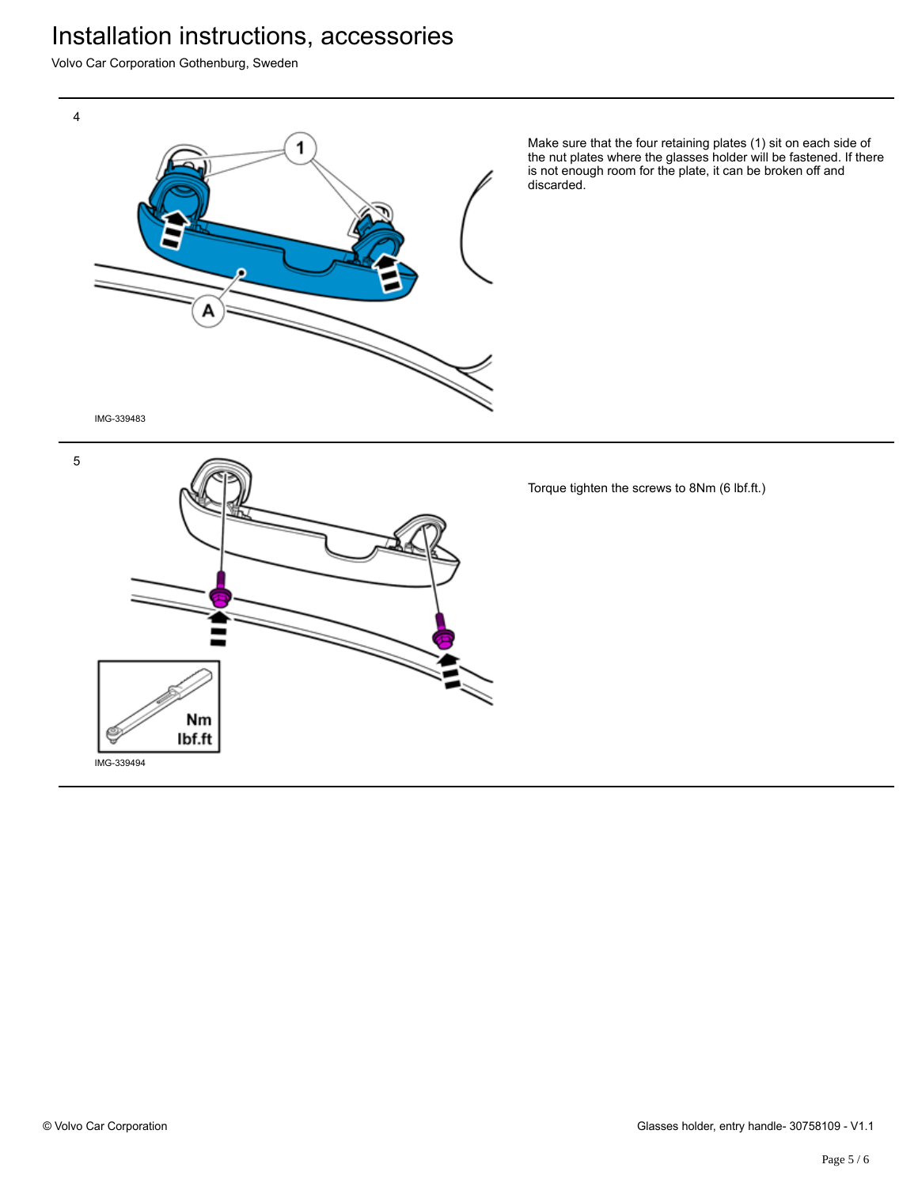4

IMG-339483

Make sure that the four retaining plates (1) sit on each side of the nut plates where the glasses holder will be fastened. If there is not enough room for the plate, it can be broken off and discarded.

5

IMG-339494

Torque tighten the screws to 8Nm (6 lbf.ft.)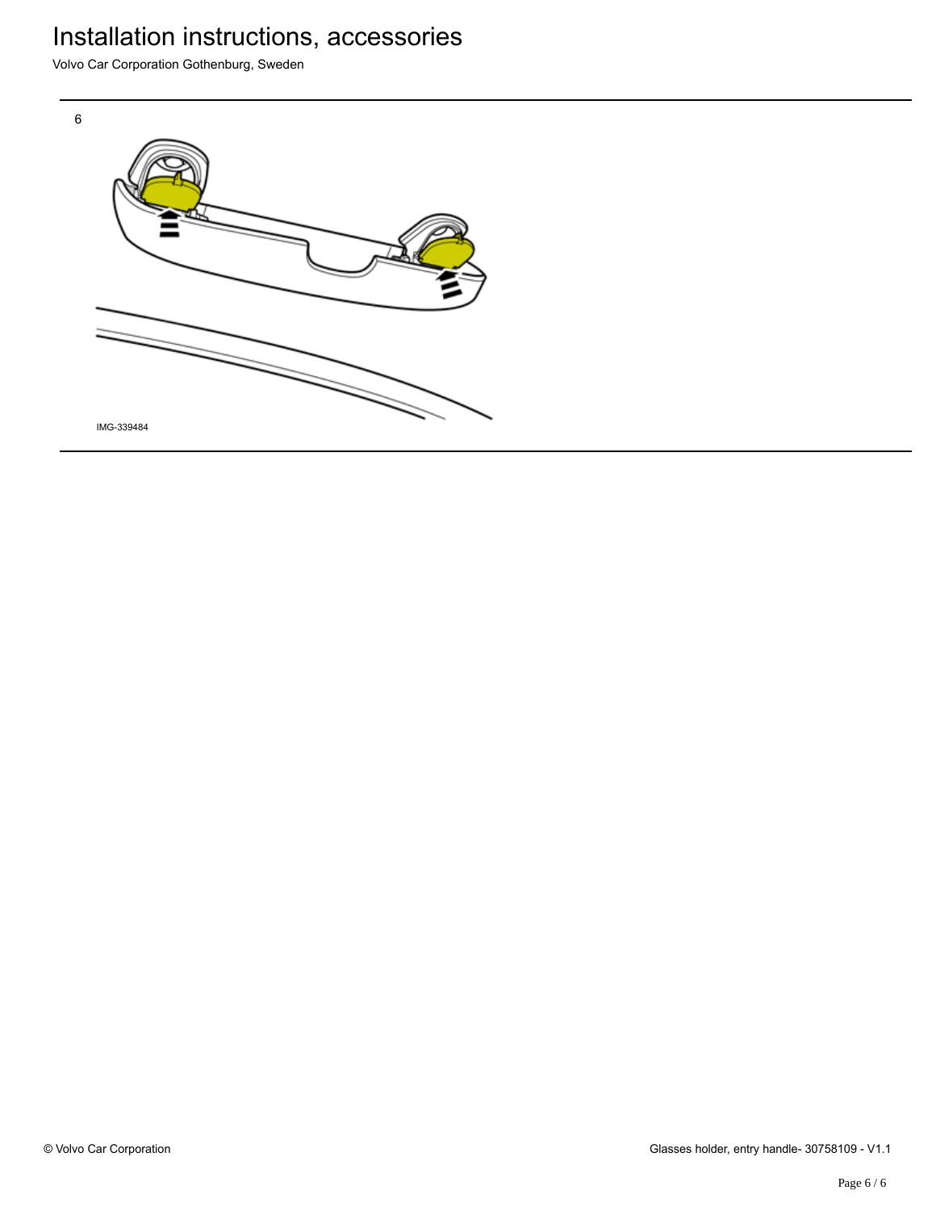6

IMG-339484